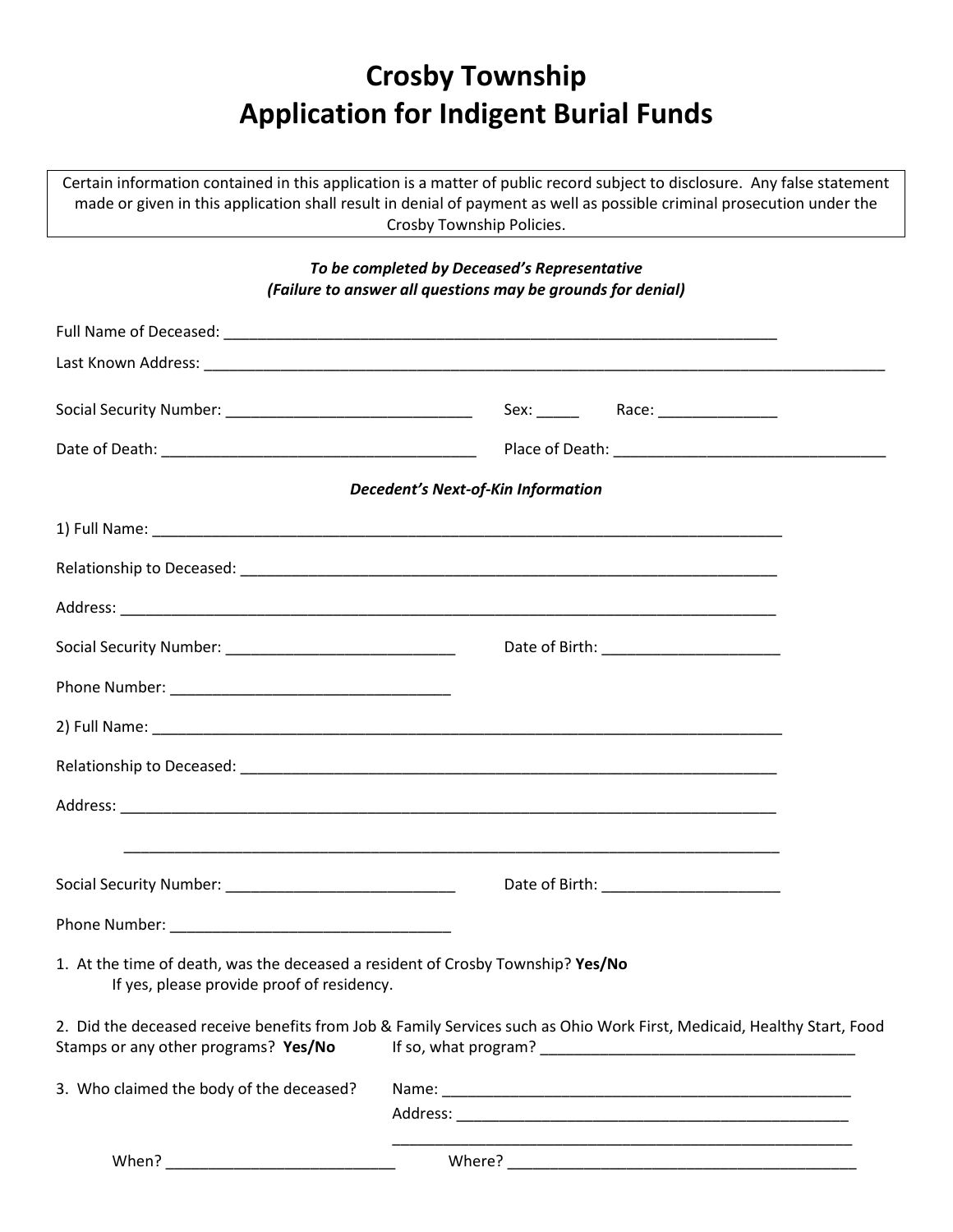# Crosby Township
# Application for Indigent Burial Funds

Certain information contained in this application is a matter of public record subject to disclosure. Any false statement made or given in this application shall result in denial of payment as well as possible criminal prosecution under the Crosby Township Policies.

***To be completed by Deceased's Representative***
***(Failure to answer all questions may be grounds for denial)***

Full Name of Deceased: ___________________________________________________________________

Last Known Address: ________________________________________________________________________________

Social Security Number: ______________________________ Sex: _____ Race: ______________

Date of Death: ______________________________________ Place of Death: _________________________________

***Decedent's Next-of-Kin Information***

1) Full Name: ____________________________________________________________________________

Relationship to Deceased: __________________________________________________________________

Address: _____________________________________________________________________________

Social Security Number: ____________________________ Date of Birth: ______________________

Phone Number: __________________________________

2) Full Name: ____________________________________________________________________________

Relationship to Deceased: __________________________________________________________________

Address: _____________________________________________________________________________

_____________________________________________________________________________

Social Security Number: ____________________________ Date of Birth: ______________________

Phone Number: __________________________________

1. At the time of death, was the deceased a resident of Crosby Township? **Yes/No**
   If yes, please provide proof of residency.

2. Did the deceased receive benefits from Job & Family Services such as Ohio Work First, Medicaid, Healthy Start, Food Stamps or any other programs? **Yes/No** If so, what program? _____________________________________

3. Who claimed the body of the deceased? Name: __________________________________________________

   Address: ________________________________________________

   _________________________________________________________

   When? ___________________________ Where? __________________________________________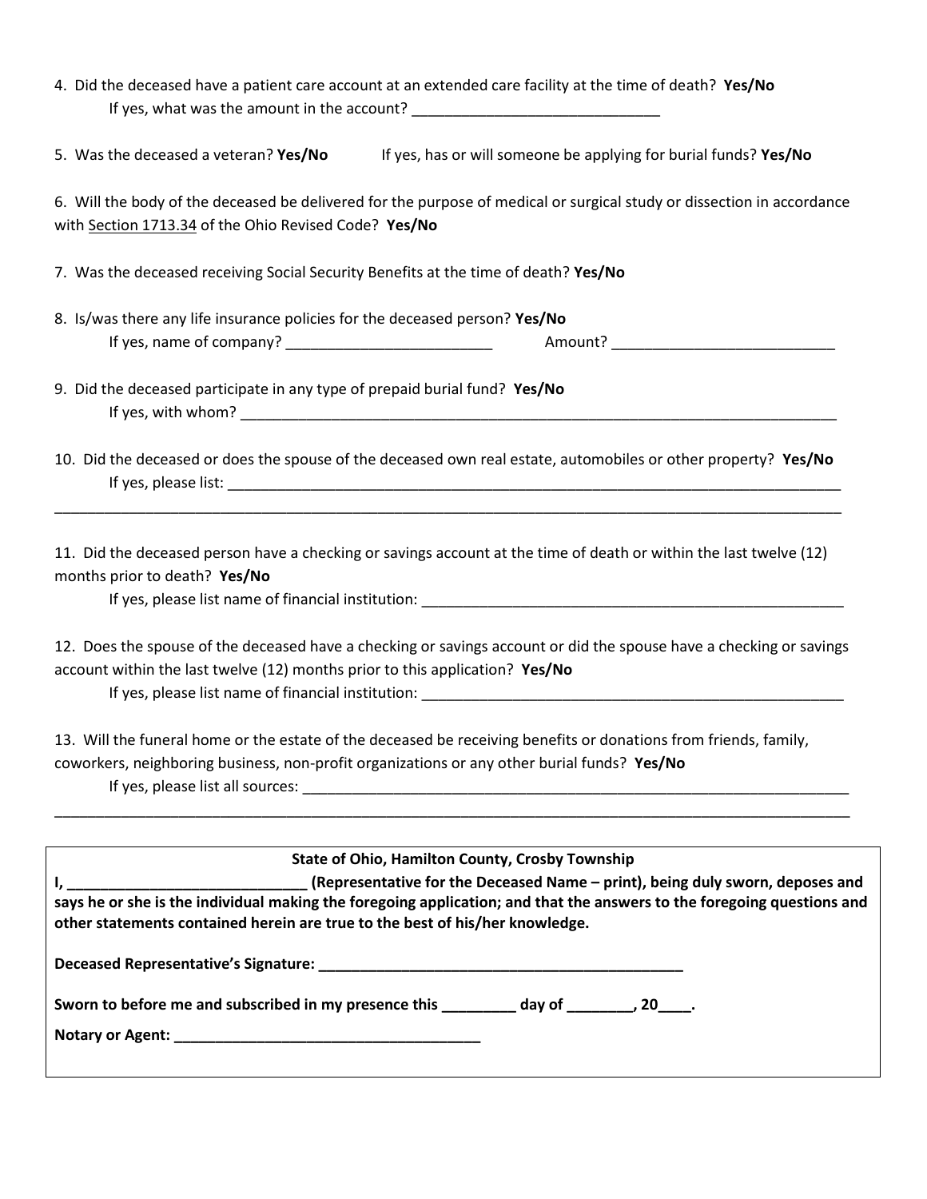4. Did the deceased have a patient care account at an extended care facility at the time of death? **Yes/No**
   If yes, what was the amount in the account? ______________________________

5. Was the deceased a veteran? **Yes/No** If yes, has or will someone be applying for burial funds? **Yes/No**

6. Will the body of the deceased be delivered for the purpose of medical or surgical study or dissection in accordance with Section 1713.34 of the Ohio Revised Code? **Yes/No**

7. Was the deceased receiving Social Security Benefits at the time of death? **Yes/No**

8. Is/was there any life insurance policies for the deceased person? **Yes/No**
   If yes, name of company? _________________________ Amount? ___________________________

9. Did the deceased participate in any type of prepaid burial fund? **Yes/No**
   If yes, with whom? _____________________________________________________________________________

10. Did the deceased or does the spouse of the deceased own real estate, automobiles or other property? **Yes/No**
    If yes, please list: ______________________________________________________________________________

_____________________________________________________________________________________________________

11. Did the deceased person have a checking or savings account at the time of death or within the last twelve (12) months prior to death? **Yes/No**
    If yes, please list name of financial institution: _____________________________________________________

12. Does the spouse of the deceased have a checking or savings account or did the spouse have a checking or savings account within the last twelve (12) months prior to this application? **Yes/No**
    If yes, please list name of financial institution: _____________________________________________________

13. Will the funeral home or the estate of the deceased be receiving benefits or donations from friends, family, coworkers, neighboring business, non-profit organizations or any other burial funds? **Yes/No**
    If yes, please list all sources: _____________________________________________________________________

_____________________________________________________________________________________________________

**State of Ohio, Hamilton County, Crosby Township**

**I, _____________________________ (Representative for the Deceased Name – print), being duly sworn, deposes and says he or she is the individual making the foregoing application; and that the answers to the foregoing questions and other statements contained herein are true to the best of his/her knowledge.**

**Deceased Representative's Signature: ______________________________________________**

**Sworn to before me and subscribed in my presence this _________ day of ________, 20____.**

**Notary or Agent: ______________________________________**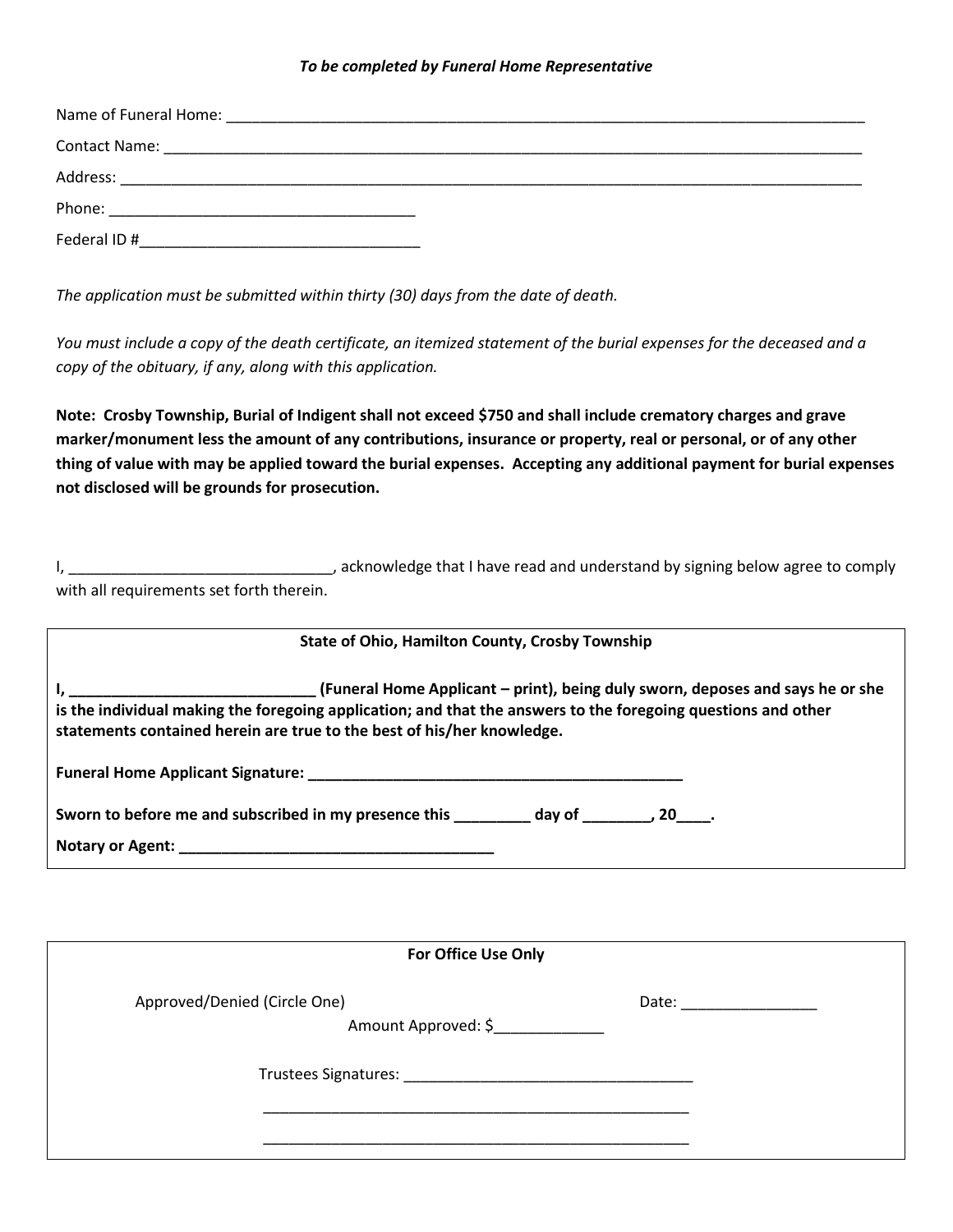*To be completed by Funeral Home Representative*

Name of Funeral Home: ___________________________________________________________________________

Contact Name: _________________________________________________________________________________

Address: _____________________________________________________________________________________

Phone: _____________________________________

Federal ID #__________________________________

*The application must be submitted within thirty (30) days from the date of death.*

*You must include a copy of the death certificate, an itemized statement of the burial expenses for the deceased and a copy of the obituary, if any, along with this application.*

**Note: Crosby Township, Burial of Indigent shall not exceed $750 and shall include crematory charges and grave marker/monument less the amount of any contributions, insurance or property, real or personal, or of any other thing of value with may be applied toward the burial expenses. Accepting any additional payment for burial expenses not disclosed will be grounds for prosecution.**

I, _______________________________, acknowledge that I have read and understand by signing below agree to comply with all requirements set forth therein.

**State of Ohio, Hamilton County, Crosby Township**

**I, _____________________________ (Funeral Home Applicant – print), being duly sworn, deposes and says he or she is the individual making the foregoing application; and that the answers to the foregoing questions and other statements contained herein are true to the best of his/her knowledge.**

**Funeral Home Applicant Signature: ______________________________________________**

**Sworn to before me and subscribed in my presence this _________ day of ________, 20____.**

**Notary or Agent: ______________________________________**

**For Office Use Only**

Approved/Denied (Circle One) Date: ________________

Amount Approved: $_____________

Trustees Signatures: ___________________________________

______________________________________________________

______________________________________________________